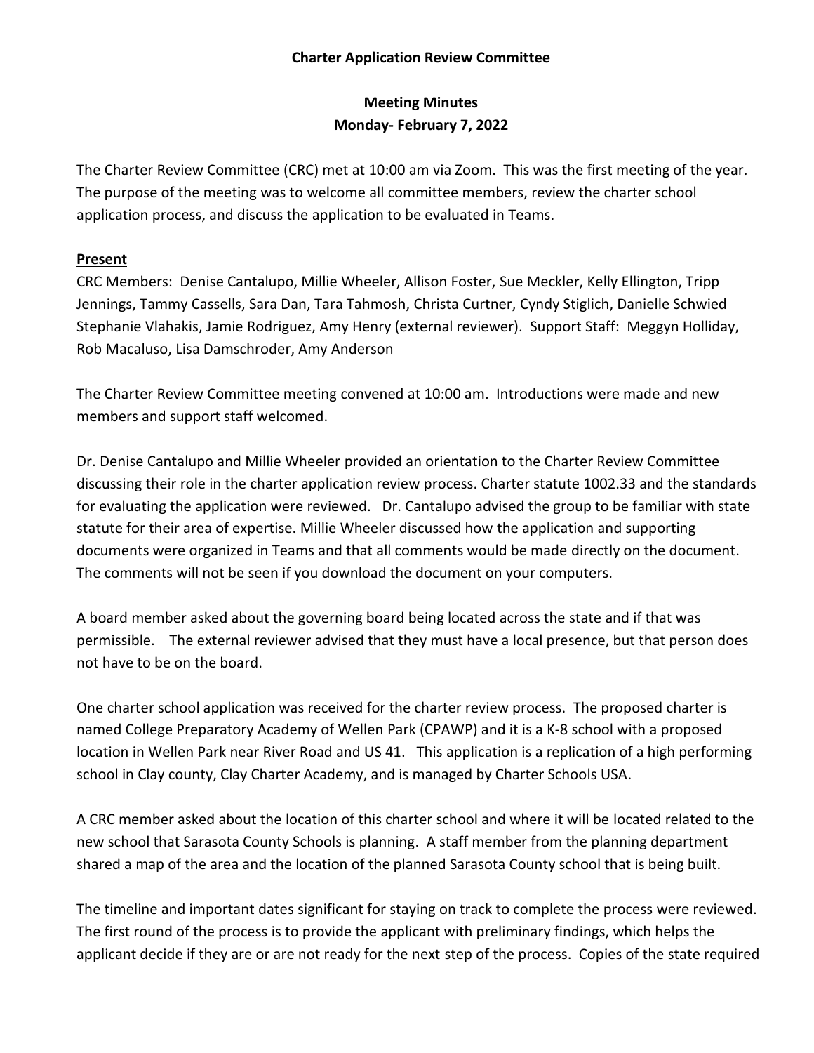**Charter Application Review Committee**

**Meeting Minutes**
**Monday- February 7, 2022**

The Charter Review Committee (CRC) met at 10:00 am via Zoom. This was the first meeting of the year. The purpose of the meeting was to welcome all committee members, review the charter school application process, and discuss the application to be evaluated in Teams.

**Present**

CRC Members: Denise Cantalupo, Millie Wheeler, Allison Foster, Sue Meckler, Kelly Ellington, Tripp Jennings, Tammy Cassells, Sara Dan, Tara Tahmosh, Christa Curtner, Cyndy Stiglich, Danielle Schwied Stephanie Vlahakis, Jamie Rodriguez, Amy Henry (external reviewer). Support Staff: Meggyn Holliday, Rob Macaluso, Lisa Damschroder, Amy Anderson

The Charter Review Committee meeting convened at 10:00 am. Introductions were made and new members and support staff welcomed.

Dr. Denise Cantalupo and Millie Wheeler provided an orientation to the Charter Review Committee discussing their role in the charter application review process. Charter statute 1002.33 and the standards for evaluating the application were reviewed. Dr. Cantalupo advised the group to be familiar with state statute for their area of expertise. Millie Wheeler discussed how the application and supporting documents were organized in Teams and that all comments would be made directly on the document. The comments will not be seen if you download the document on your computers.

A board member asked about the governing board being located across the state and if that was permissible. The external reviewer advised that they must have a local presence, but that person does not have to be on the board.

One charter school application was received for the charter review process. The proposed charter is named College Preparatory Academy of Wellen Park (CPAWP) and it is a K-8 school with a proposed location in Wellen Park near River Road and US 41. This application is a replication of a high performing school in Clay county, Clay Charter Academy, and is managed by Charter Schools USA.

A CRC member asked about the location of this charter school and where it will be located related to the new school that Sarasota County Schools is planning. A staff member from the planning department shared a map of the area and the location of the planned Sarasota County school that is being built.

The timeline and important dates significant for staying on track to complete the process were reviewed. The first round of the process is to provide the applicant with preliminary findings, which helps the applicant decide if they are or are not ready for the next step of the process. Copies of the state required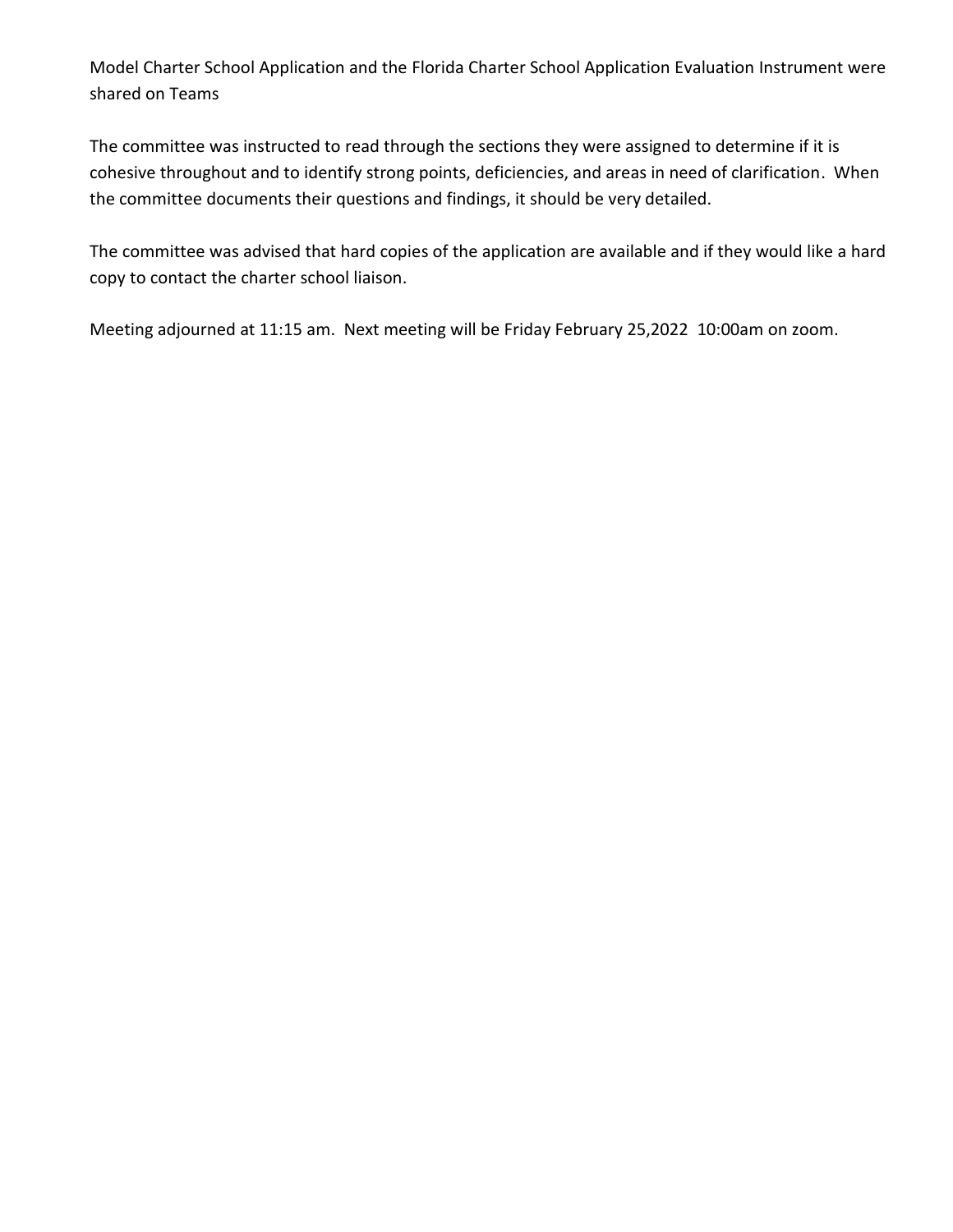Model Charter School Application and the Florida Charter School Application Evaluation Instrument were shared on Teams

The committee was instructed to read through the sections they were assigned to determine if it is cohesive throughout and to identify strong points, deficiencies, and areas in need of clarification. When the committee documents their questions and findings, it should be very detailed.

The committee was advised that hard copies of the application are available and if they would like a hard copy to contact the charter school liaison.

Meeting adjourned at 11:15 am. Next meeting will be Friday February 25,2022 10:00am on zoom.